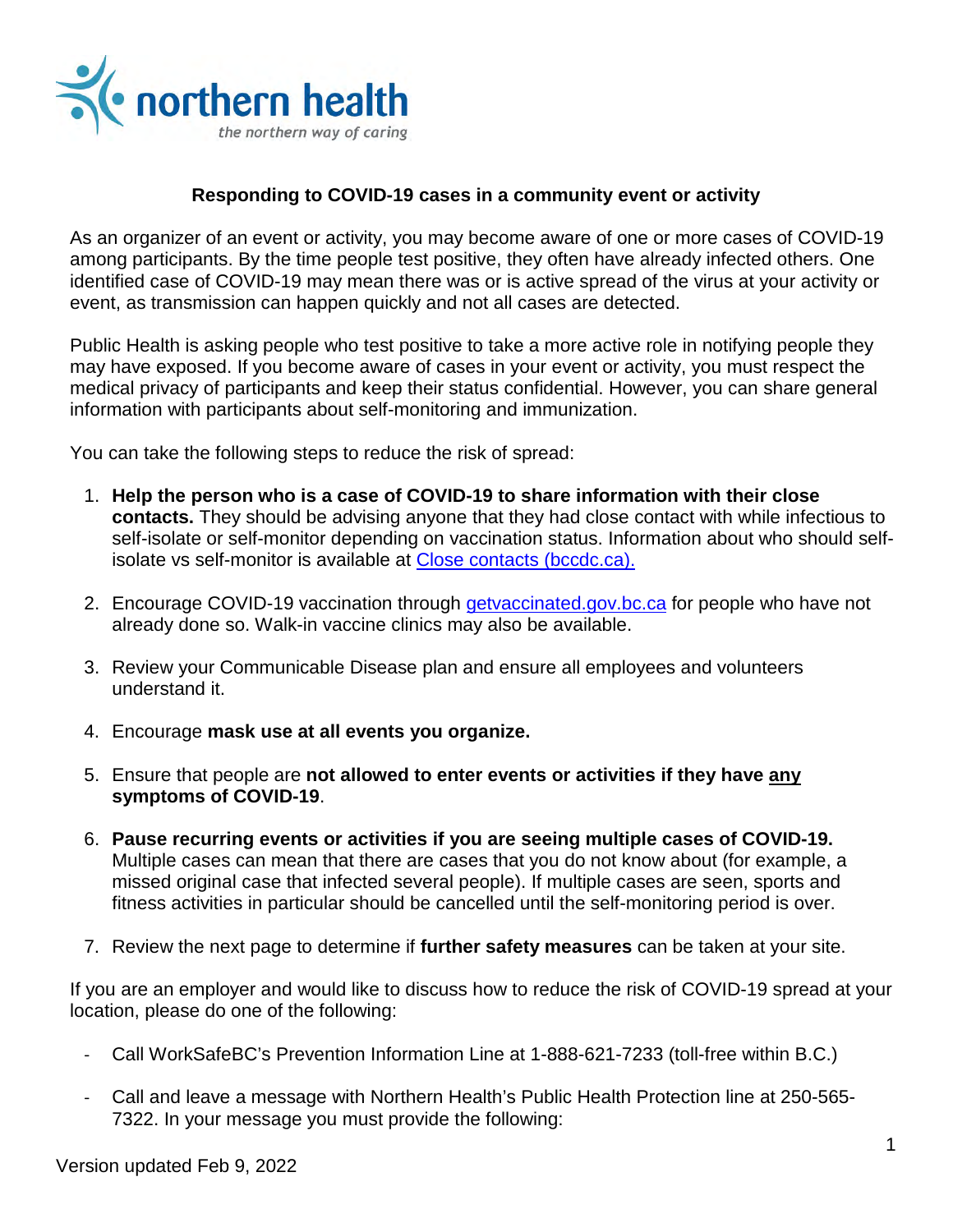**Responding to COVID-19 cases in a community event or activity**

As an organizer of an event or activity, you may become aware of one or more cases of COVID-19 among participants. By the time people test positive, they often have already infected others. One identified case of COVID-19 may mean there was or is active spread of the virus at your activity or event, as transmission can happen quickly and not all cases are detected.

Public Health is asking people who test positive to take a more active role in notifying people they may have exposed. If you become aware of cases in your event or activity, you must respect the medical privacy of participants and keep their status confidential. However, you can share general information with participants about self-monitoring and immunization.

You can take the following steps to reduce the risk of spread:

1. **Help the person who is a case of COVID-19 to share information with their close contacts.** They should be advising anyone that they had close contact with while infectious to self-isolate or self-monitor depending on vaccination status. Information about who should self-isolate vs self-monitor is available at [Close contacts (bccdc.ca).](Close contacts (bccdc.ca).)

2. Encourage COVID-19 vaccination through [getvaccinated.gov.bc.ca](getvaccinated.gov.bc.ca) for people who have not already done so. Walk-in vaccine clinics may also be available.

3. Review your Communicable Disease plan and ensure all employees and volunteers understand it.

4. Encourage **mask use at all events you organize.**

5. Ensure that people are **not allowed to enter events or activities if they have <u>any</u> symptoms of COVID-19**.

6. **Pause recurring events or activities if you are seeing multiple cases of COVID-19.** Multiple cases can mean that there are cases that you do not know about (for example, a missed original case that infected several people). If multiple cases are seen, sports and fitness activities in particular should be cancelled until the self-monitoring period is over.

7. Review the next page to determine if **further safety measures** can be taken at your site.

If you are an employer and would like to discuss how to reduce the risk of COVID-19 spread at your location, please do one of the following:

- Call WorkSafeBC's Prevention Information Line at 1-888-621-7233 (toll-free within B.C.)

- Call and leave a message with Northern Health's Public Health Protection line at 250-565-7322. In your message you must provide the following:

Version updated Feb 9, 2022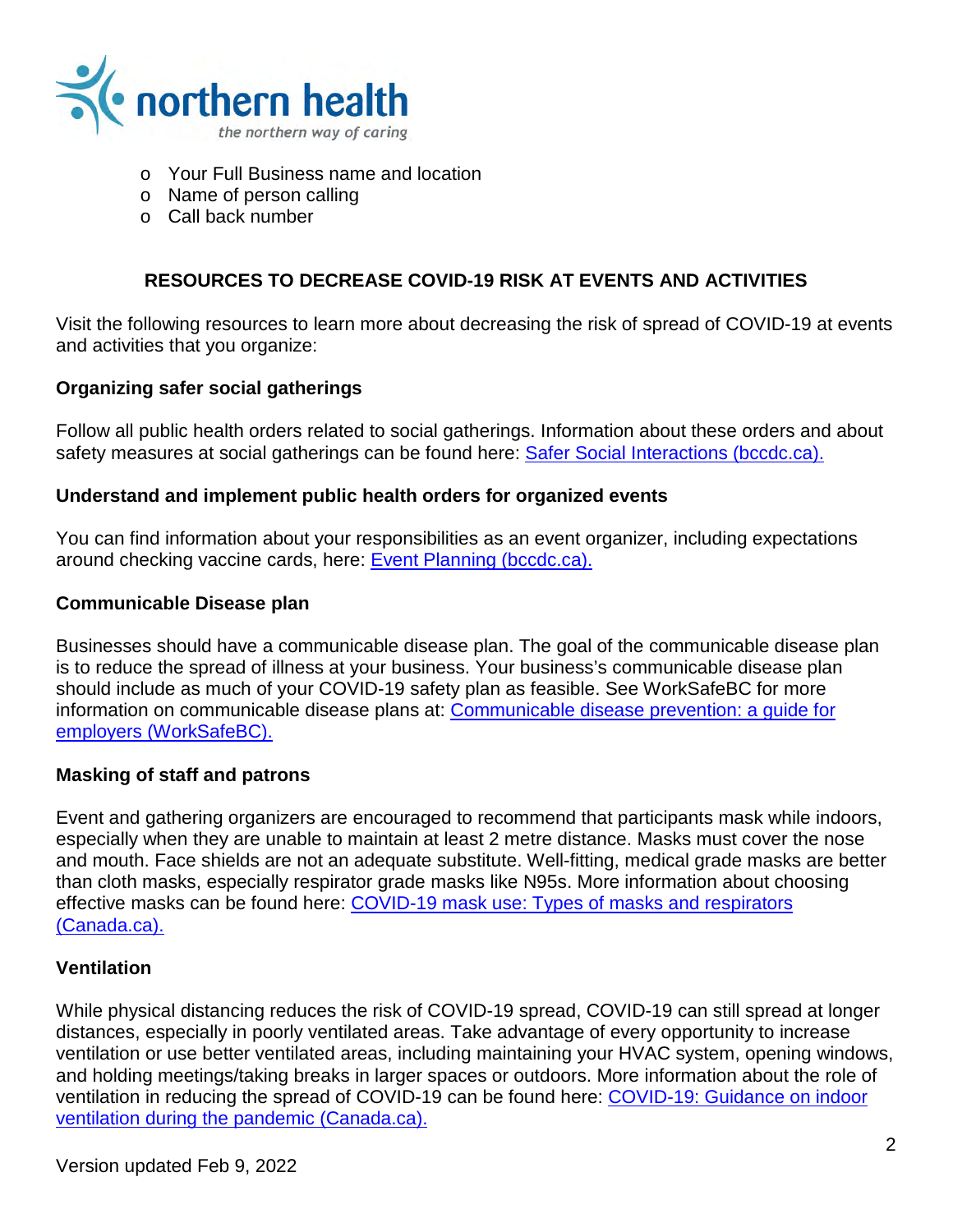- Your Full Business name and location
- Name of person calling
- Call back number

## RESOURCES TO DECREASE COVID-19 RISK AT EVENTS AND ACTIVITIES

Visit the following resources to learn more about decreasing the risk of spread of COVID-19 at events and activities that you organize:

### Organizing safer social gatherings

Follow all public health orders related to social gatherings. Information about these orders and about safety measures at social gatherings can be found here: Safer Social Interactions (bccdc.ca).

### Understand and implement public health orders for organized events

You can find information about your responsibilities as an event organizer, including expectations around checking vaccine cards, here: Event Planning (bccdc.ca).

### Communicable Disease plan

Businesses should have a communicable disease plan. The goal of the communicable disease plan is to reduce the spread of illness at your business. Your business's communicable disease plan should include as much of your COVID-19 safety plan as feasible. See WorkSafeBC for more information on communicable disease plans at: Communicable disease prevention: a guide for employers (WorkSafeBC).

### Masking of staff and patrons

Event and gathering organizers are encouraged to recommend that participants mask while indoors, especially when they are unable to maintain at least 2 metre distance. Masks must cover the nose and mouth. Face shields are not an adequate substitute. Well-fitting, medical grade masks are better than cloth masks, especially respirator grade masks like N95s. More information about choosing effective masks can be found here: COVID-19 mask use: Types of masks and respirators (Canada.ca).

### Ventilation

While physical distancing reduces the risk of COVID-19 spread, COVID-19 can still spread at longer distances, especially in poorly ventilated areas. Take advantage of every opportunity to increase ventilation or use better ventilated areas, including maintaining your HVAC system, opening windows, and holding meetings/taking breaks in larger spaces or outdoors. More information about the role of ventilation in reducing the spread of COVID-19 can be found here: COVID-19: Guidance on indoor ventilation during the pandemic (Canada.ca).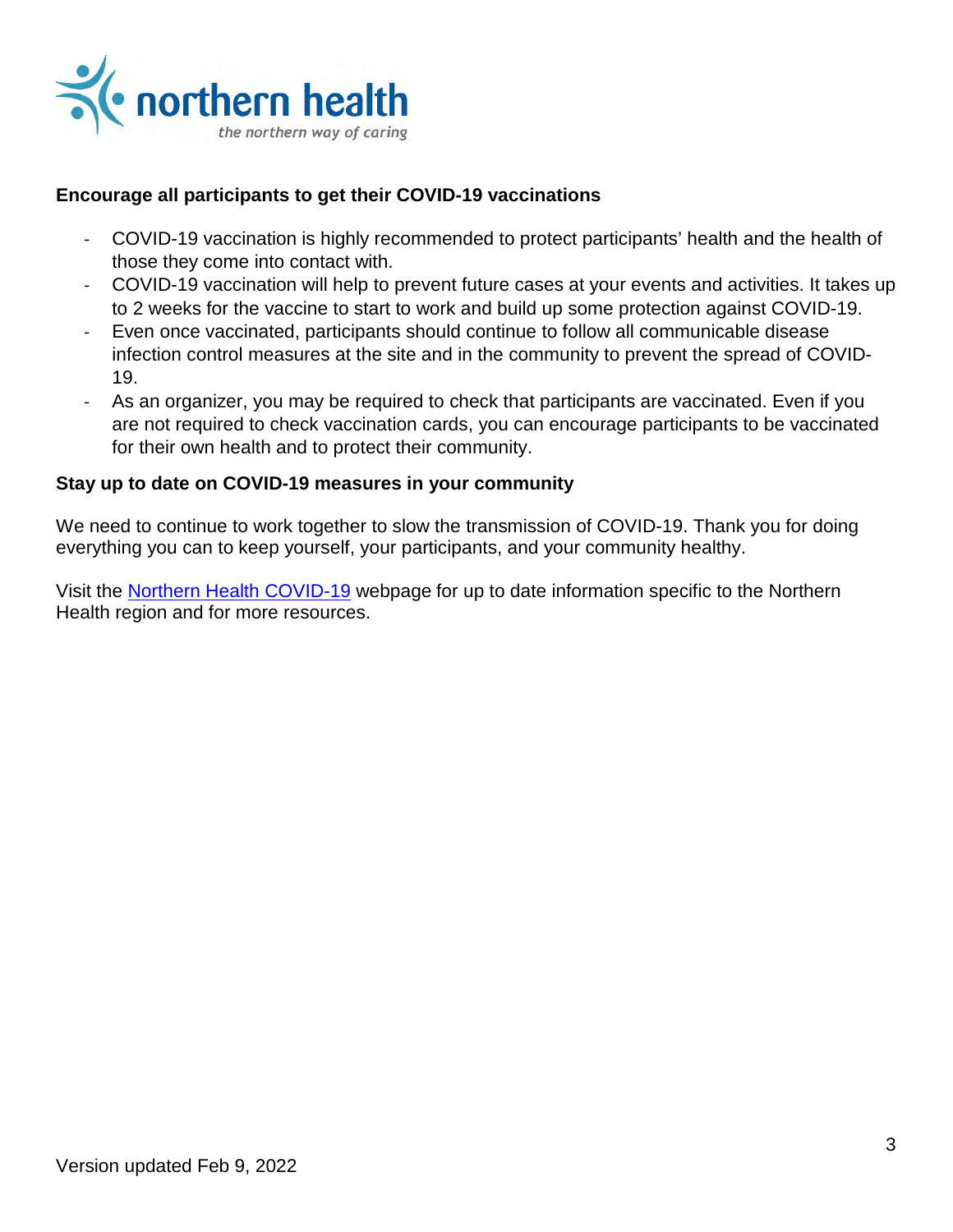## Encourage all participants to get their COVID-19 vaccinations

- COVID-19 vaccination is highly recommended to protect participants' health and the health of those they come into contact with.
- COVID-19 vaccination will help to prevent future cases at your events and activities. It takes up to 2 weeks for the vaccine to start to work and build up some protection against COVID-19.
- Even once vaccinated, participants should continue to follow all communicable disease infection control measures at the site and in the community to prevent the spread of COVID-19.
- As an organizer, you may be required to check that participants are vaccinated. Even if you are not required to check vaccination cards, you can encourage participants to be vaccinated for their own health and to protect their community.

## Stay up to date on COVID-19 measures in your community

We need to continue to work together to slow the transmission of COVID-19. Thank you for doing everything you can to keep yourself, your participants, and your community healthy.

Visit the Northern Health COVID-19 webpage for up to date information specific to the Northern Health region and for more resources.

Version updated Feb 9, 2022